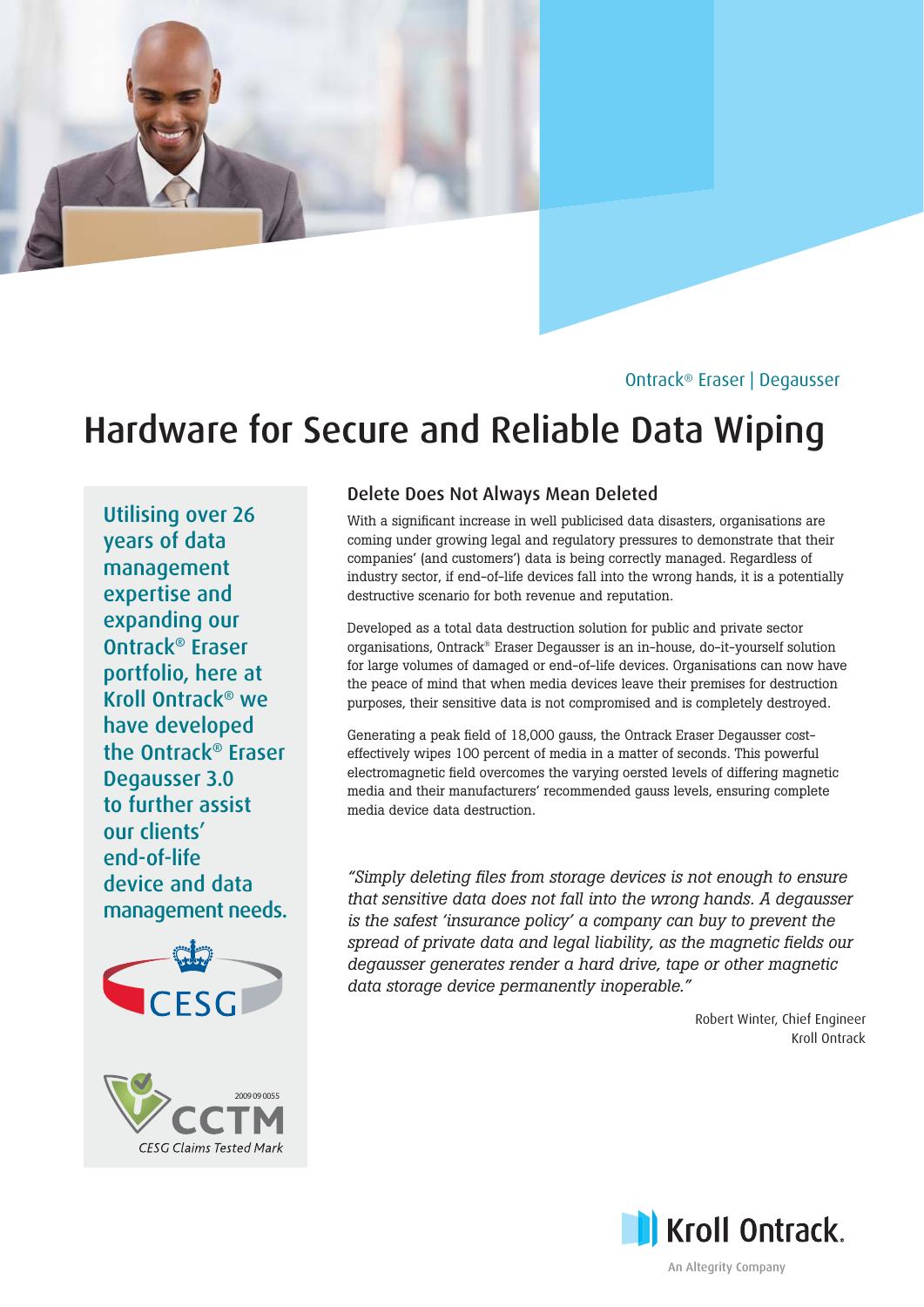Ontrack® Eraser | Degausser

# Hardware for Secure and Reliable Data Wiping

Utilising over 26 years of data management expertise and expanding our Ontrack® Eraser portfolio, here at Kroll Ontrack® we have developed the Ontrack® Eraser Degausser 3.0 to further assist our clients' end-of-life device and data management needs.

CESG

2009 09 0055
CCTM
CESG Claims Tested Mark

## Delete Does Not Always Mean Deleted

With a significant increase in well publicised data disasters, organisations are coming under growing legal and regulatory pressures to demonstrate that their companies' (and customers') data is being correctly managed. Regardless of industry sector, if end-of-life devices fall into the wrong hands, it is a potentially destructive scenario for both revenue and reputation.

Developed as a total data destruction solution for public and private sector organisations, Ontrack® Eraser Degausser is an in-house, do-it-yourself solution for large volumes of damaged or end-of-life devices. Organisations can now have the peace of mind that when media devices leave their premises for destruction purposes, their sensitive data is not compromised and is completely destroyed.

Generating a peak field of 18,000 gauss, the Ontrack Eraser Degausser cost-effectively wipes 100 percent of media in a matter of seconds. This powerful electromagnetic field overcomes the varying oersted levels of differing magnetic media and their manufacturers' recommended gauss levels, ensuring complete media device data destruction.

*"Simply deleting files from storage devices is not enough to ensure that sensitive data does not fall into the wrong hands. A degausser is the safest 'insurance policy' a company can buy to prevent the spread of private data and legal liability, as the magnetic fields our degausser generates render a hard drive, tape or other magnetic data storage device permanently inoperable."*

Robert Winter, Chief Engineer
Kroll Ontrack

Kroll Ontrack.
An Altegrity Company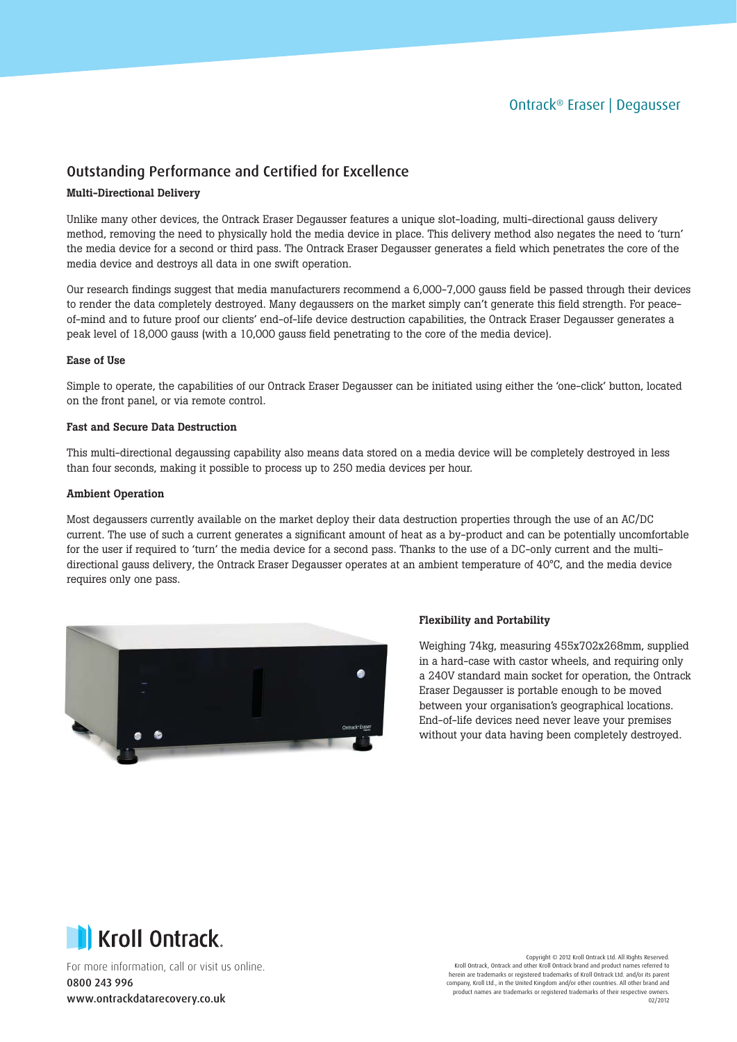## Outstanding Performance and Certified for Excellence

### Multi-Directional Delivery

Unlike many other devices, the Ontrack Eraser Degausser features a unique slot-loading, multi-directional gauss delivery method, removing the need to physically hold the media device in place. This delivery method also negates the need to 'turn' the media device for a second or third pass. The Ontrack Eraser Degausser generates a field which penetrates the core of the media device and destroys all data in one swift operation.

Our research findings suggest that media manufacturers recommend a 6,000-7,000 gauss field be passed through their devices to render the data completely destroyed. Many degaussers on the market simply can't generate this field strength. For peace-of-mind and to future proof our clients' end-of-life device destruction capabilities, the Ontrack Eraser Degausser generates a peak level of 18,000 gauss (with a 10,000 gauss field penetrating to the core of the media device).

### Ease of Use

Simple to operate, the capabilities of our Ontrack Eraser Degausser can be initiated using either the 'one-click' button, located on the front panel, or via remote control.

### Fast and Secure Data Destruction

This multi-directional degaussing capability also means data stored on a media device will be completely destroyed in less than four seconds, making it possible to process up to 250 media devices per hour.

### Ambient Operation

Most degaussers currently available on the market deploy their data destruction properties through the use of an AC/DC current. The use of such a current generates a significant amount of heat as a by-product and can be potentially uncomfortable for the user if required to 'turn' the media device for a second pass. Thanks to the use of a DC-only current and the multi-directional gauss delivery, the Ontrack Eraser Degausser operates at an ambient temperature of 40°C, and the media device requires only one pass.

### Flexibility and Portability

Weighing 74kg, measuring 455x702x268mm, supplied in a hard-case with castor wheels, and requiring only a 240V standard main socket for operation, the Ontrack Eraser Degausser is portable enough to be moved between your organisation's geographical locations. End-of-life devices need never leave your premises without your data having been completely destroyed.

Kroll Ontrack.

For more information, call or visit us online.
0800 243 996
www.ontrackdatarecovery.co.uk

Copyright © 2012 Kroll Ontrack Ltd. All Rights Reserved. Kroll Ontrack, Ontrack and other Kroll Ontrack brand and product names referred to herein are trademarks or registered trademarks of Kroll Ontrack Ltd. and/or its parent company, Kroll Ltd., in the United Kingdom and/or other countries. All other brand and product names are trademarks or registered trademarks of their respective owners. 02/2012